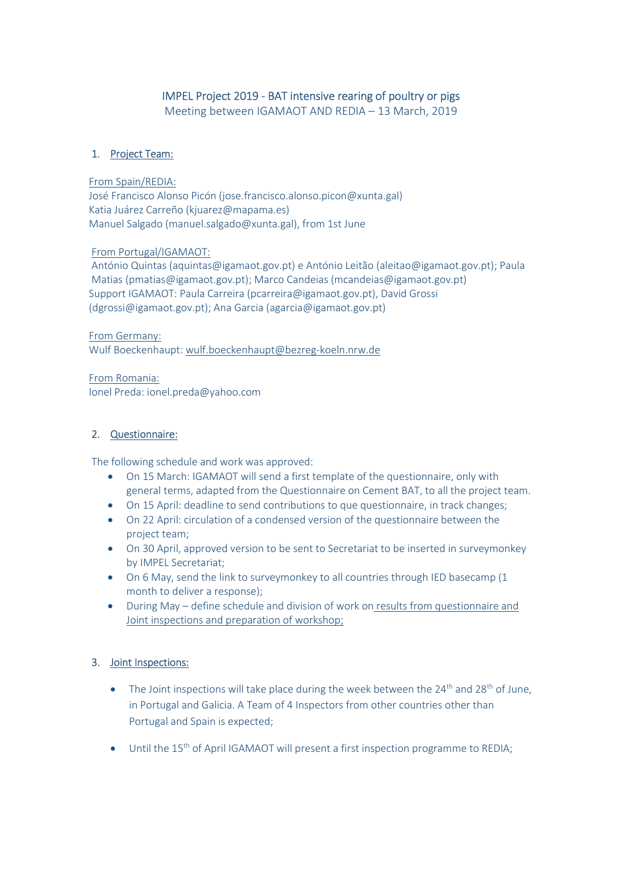# IMPEL Project 2019 - BAT intensive rearing of poultry or pigs

Meeting between IGAMAOT AND REDIA – 13 March, 2019

## 1. Project Team:

From Spain/REDIA:
José Francisco Alonso Picón (jose.francisco.alonso.picon@xunta.gal)
Katia Juárez Carreño (kjuarez@mapama.es)
Manuel Salgado (manuel.salgado@xunta.gal), from 1st June

From Portugal/IGAMAOT:
António Quintas (aquintas@igamaot.gov.pt) e António Leitão (aleitao@igamaot.gov.pt); Paula Matias (pmatias@igamaot.gov.pt); Marco Candeias (mcandeias@igamaot.gov.pt)
Support IGAMAOT: Paula Carreira (pcarreira@igamaot.gov.pt), David Grossi (dgrossi@igamaot.gov.pt); Ana Garcia (agarcia@igamaot.gov.pt)

From Germany:
Wulf Boeckenhaupt: wulf.boeckenhaupt@bezreg-koeln.nrw.de

From Romania:
Ionel Preda: ionel.preda@yahoo.com

## 2. Questionnaire:

The following schedule and work was approved:

- On 15 March: IGAMAOT will send a first template of the questionnaire, only with general terms, adapted from the Questionnaire on Cement BAT, to all the project team.
- On 15 April: deadline to send contributions to que questionnaire, in track changes;
- On 22 April: circulation of a condensed version of the questionnaire between the project team;
- On 30 April, approved version to be sent to Secretariat to be inserted in surveymonkey by IMPEL Secretariat;
- On 6 May, send the link to surveymonkey to all countries through IED basecamp (1 month to deliver a response);
- During May – define schedule and division of work on results from questionnaire and Joint inspections and preparation of workshop;

## 3. Joint Inspections:

- The Joint inspections will take place during the week between the 24th and 28th of June, in Portugal and Galicia. A Team of 4 Inspectors from other countries other than Portugal and Spain is expected;
- Until the 15th of April IGAMAOT will present a first inspection programme to REDIA;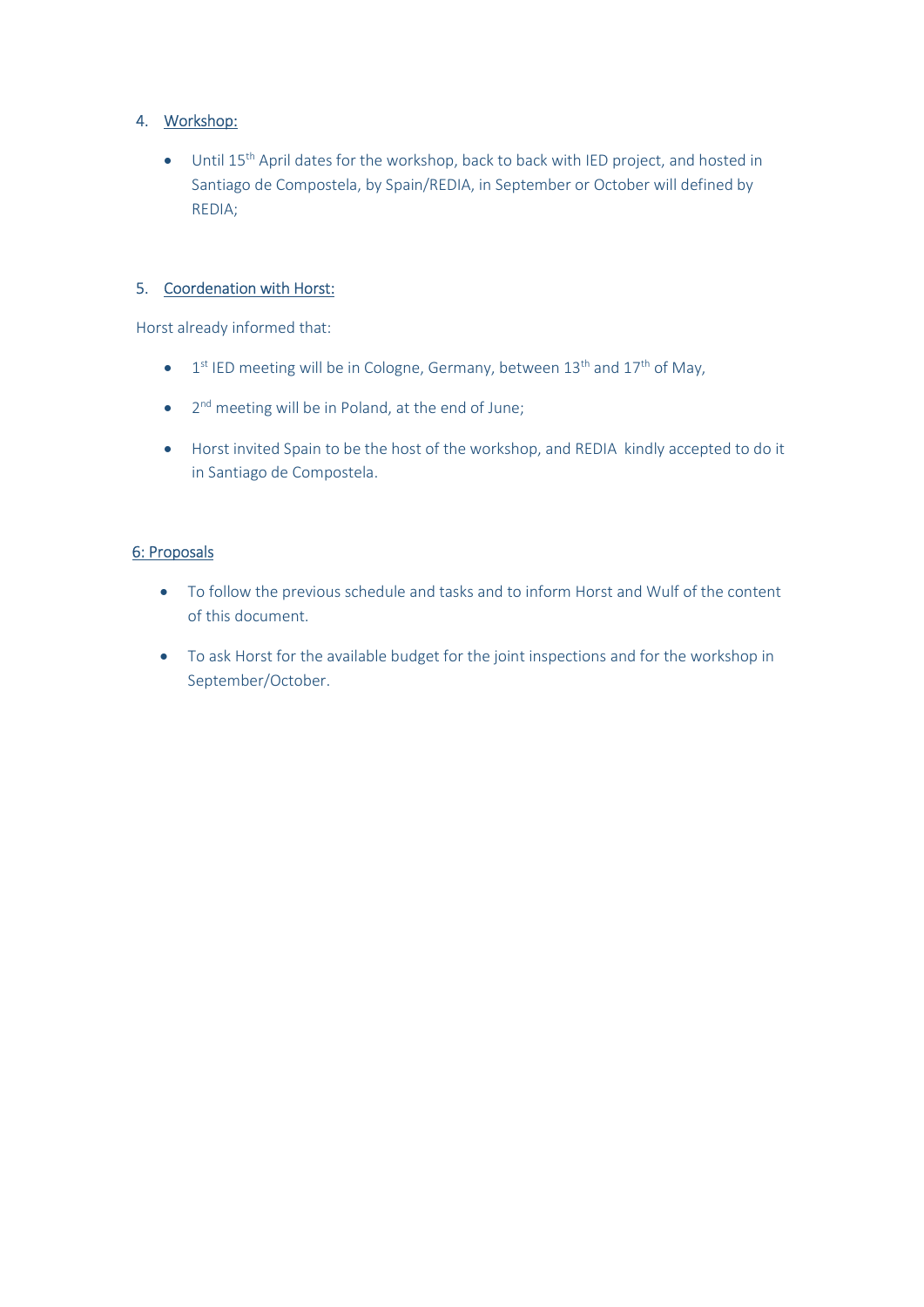4. Workshop:

- Until 15th April dates for the workshop, back to back with IED project, and hosted in Santiago de Compostela, by Spain/REDIA, in September or October will defined by REDIA;

5. Coordenation with Horst:

Horst already informed that:

- 1st IED meeting will be in Cologne, Germany, between 13th and 17th of May,
- 2nd meeting will be in Poland, at the end of June;
- Horst invited Spain to be the host of the workshop, and REDIA kindly accepted to do it in Santiago de Compostela.

6: Proposals

- To follow the previous schedule and tasks and to inform Horst and Wulf of the content of this document.
- To ask Horst for the available budget for the joint inspections and for the workshop in September/October.